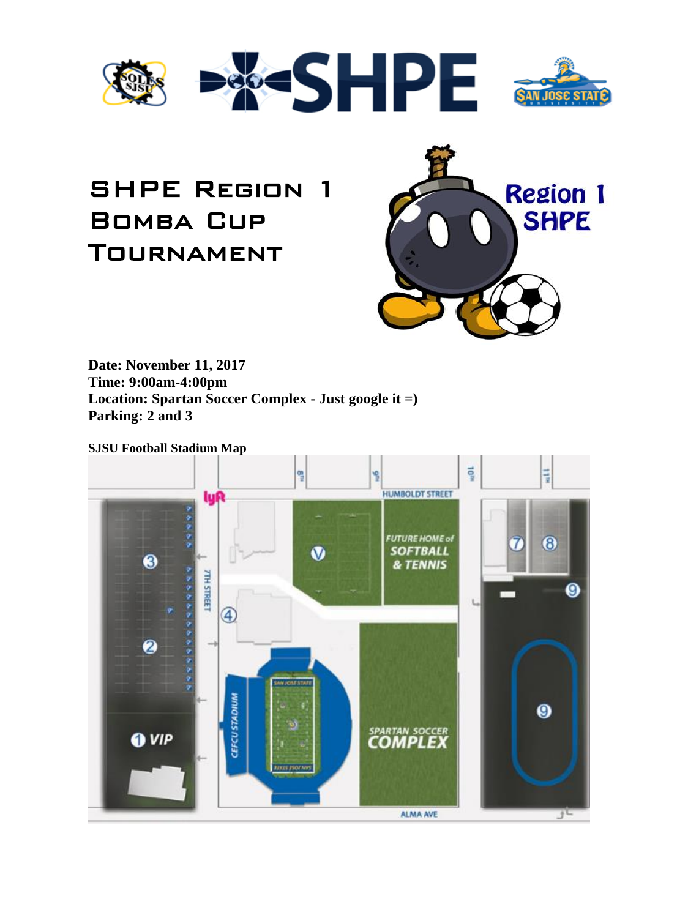# SHPE Region 1 Bomba Cup Tournament

**Date: November 11, 2017**
**Time: 9:00am-4:00pm**
**Location: Spartan Soccer Complex - Just google it =)**
**Parking: 2 and 3**

**SJSU Football Stadium Map**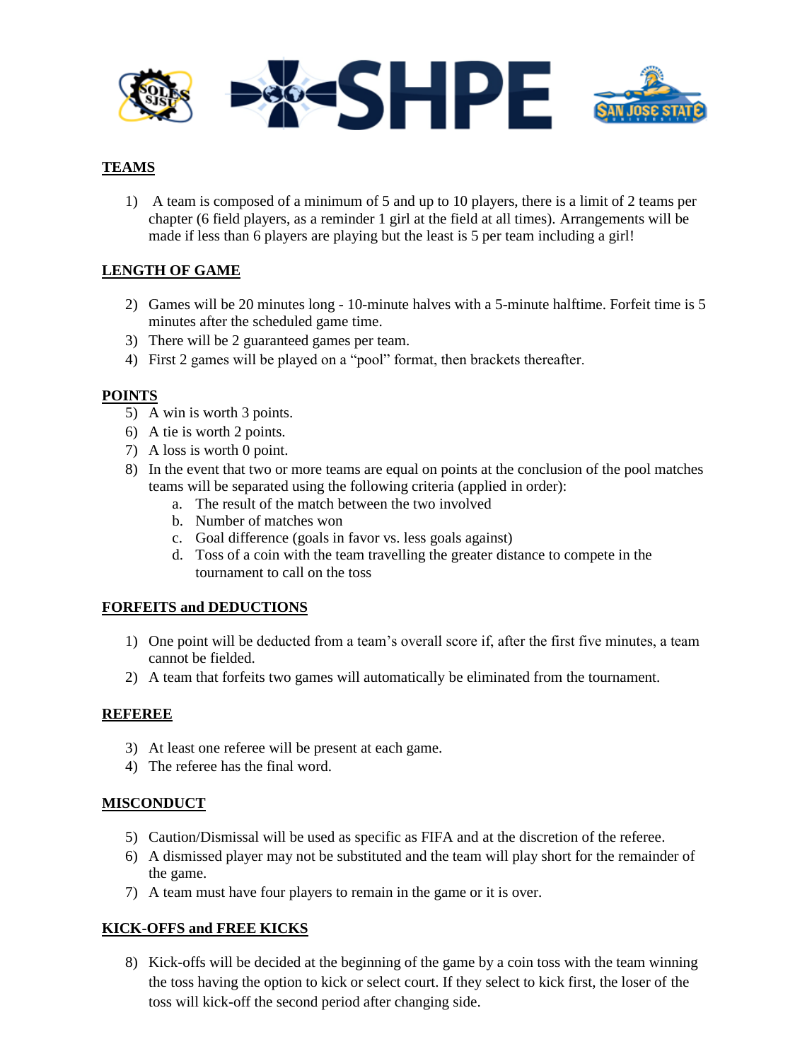**TEAMS**

1) A team is composed of a minimum of 5 and up to 10 players, there is a limit of 2 teams per chapter (6 field players, as a reminder 1 girl at the field at all times). Arrangements will be made if less than 6 players are playing but the least is 5 per team including a girl!

**LENGTH OF GAME**

2) Games will be 20 minutes long - 10-minute halves with a 5-minute halftime. Forfeit time is 5 minutes after the scheduled game time.
3) There will be 2 guaranteed games per team.
4) First 2 games will be played on a "pool" format, then brackets thereafter.

**POINTS**

5) A win is worth 3 points.
6) A tie is worth 2 points.
7) A loss is worth 0 point.
8) In the event that two or more teams are equal on points at the conclusion of the pool matches teams will be separated using the following criteria (applied in order):
    a. The result of the match between the two involved
    b. Number of matches won
    c. Goal difference (goals in favor vs. less goals against)
    d. Toss of a coin with the team travelling the greater distance to compete in the tournament to call on the toss

**FORFEITS and DEDUCTIONS**

1) One point will be deducted from a team's overall score if, after the first five minutes, a team cannot be fielded.
2) A team that forfeits two games will automatically be eliminated from the tournament.

**REFEREE**

3) At least one referee will be present at each game.
4) The referee has the final word.

**MISCONDUCT**

5) Caution/Dismissal will be used as specific as FIFA and at the discretion of the referee.
6) A dismissed player may not be substituted and the team will play short for the remainder of the game.
7) A team must have four players to remain in the game or it is over.

**KICK-OFFS and FREE KICKS**

8) Kick-offs will be decided at the beginning of the game by a coin toss with the team winning the toss having the option to kick or select court. If they select to kick first, the loser of the toss will kick-off the second period after changing side.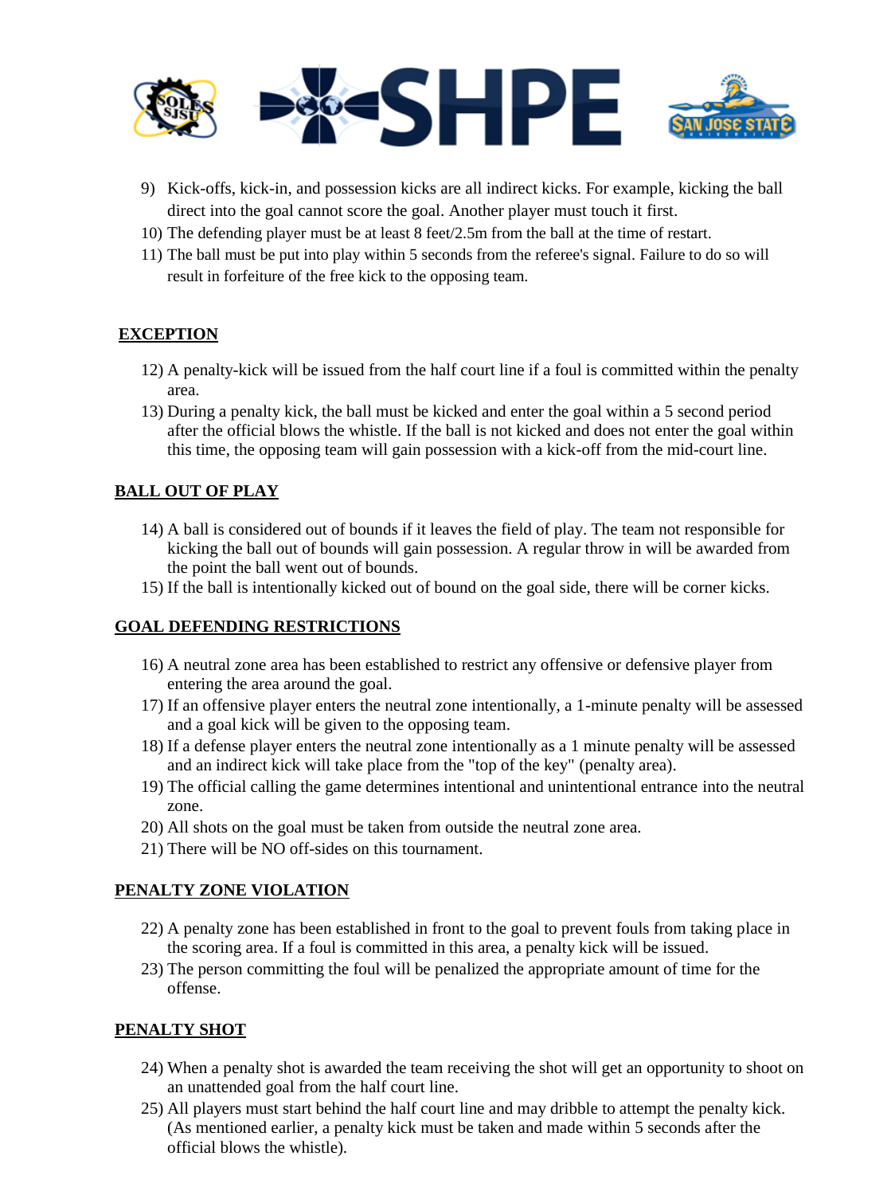9) Kick-offs, kick-in, and possession kicks are all indirect kicks. For example, kicking the ball direct into the goal cannot score the goal. Another player must touch it first.
10) The defending player must be at least 8 feet/2.5m from the ball at the time of restart.
11) The ball must be put into play within 5 seconds from the referee's signal. Failure to do so will result in forfeiture of the free kick to the opposing team.

**EXCEPTION**

12) A penalty-kick will be issued from the half court line if a foul is committed within the penalty area.
13) During a penalty kick, the ball must be kicked and enter the goal within a 5 second period after the official blows the whistle. If the ball is not kicked and does not enter the goal within this time, the opposing team will gain possession with a kick-off from the mid-court line.

**BALL OUT OF PLAY**

14) A ball is considered out of bounds if it leaves the field of play. The team not responsible for kicking the ball out of bounds will gain possession. A regular throw in will be awarded from the point the ball went out of bounds.
15) If the ball is intentionally kicked out of bound on the goal side, there will be corner kicks.

**GOAL DEFENDING RESTRICTIONS**

16) A neutral zone area has been established to restrict any offensive or defensive player from entering the area around the goal.
17) If an offensive player enters the neutral zone intentionally, a 1-minute penalty will be assessed and a goal kick will be given to the opposing team.
18) If a defense player enters the neutral zone intentionally as a 1 minute penalty will be assessed and an indirect kick will take place from the "top of the key" (penalty area).
19) The official calling the game determines intentional and unintentional entrance into the neutral zone.
20) All shots on the goal must be taken from outside the neutral zone area.
21) There will be NO off-sides on this tournament.

**PENALTY ZONE VIOLATION**

22) A penalty zone has been established in front to the goal to prevent fouls from taking place in the scoring area. If a foul is committed in this area, a penalty kick will be issued.
23) The person committing the foul will be penalized the appropriate amount of time for the offense.

**PENALTY SHOT**

24) When a penalty shot is awarded the team receiving the shot will get an opportunity to shoot on an unattended goal from the half court line.
25) All players must start behind the half court line and may dribble to attempt the penalty kick. (As mentioned earlier, a penalty kick must be taken and made within 5 seconds after the official blows the whistle).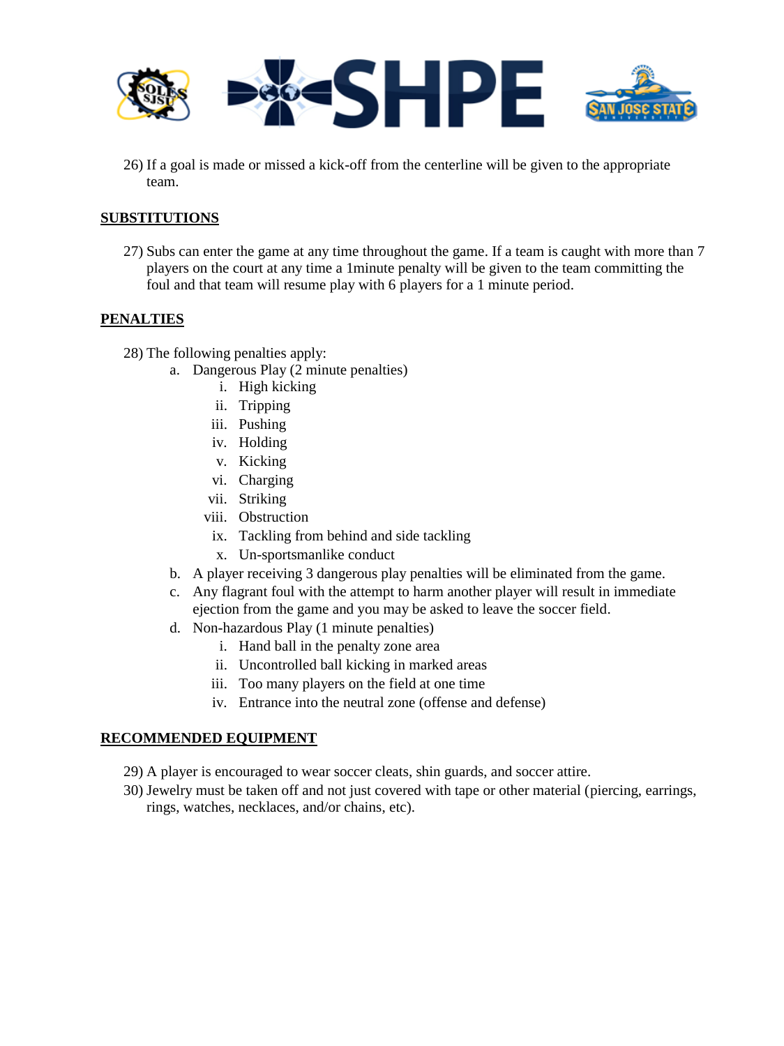26) If a goal is made or missed a kick-off from the centerline will be given to the appropriate team.

## SUBSTITUTIONS

27) Subs can enter the game at any time throughout the game. If a team is caught with more than 7 players on the court at any time a 1minute penalty will be given to the team committing the foul and that team will resume play with 6 players for a 1 minute period.

## PENALTIES

28) The following penalties apply:
   a. Dangerous Play (2 minute penalties)
      i. High kicking
      ii. Tripping
      iii. Pushing
      iv. Holding
      v. Kicking
      vi. Charging
      vii. Striking
      viii. Obstruction
      ix. Tackling from behind and side tackling
      x. Un-sportsmanlike conduct
   b. A player receiving 3 dangerous play penalties will be eliminated from the game.
   c. Any flagrant foul with the attempt to harm another player will result in immediate ejection from the game and you may be asked to leave the soccer field.
   d. Non-hazardous Play (1 minute penalties)
      i. Hand ball in the penalty zone area
      ii. Uncontrolled ball kicking in marked areas
      iii. Too many players on the field at one time
      iv. Entrance into the neutral zone (offense and defense)

## RECOMMENDED EQUIPMENT

29) A player is encouraged to wear soccer cleats, shin guards, and soccer attire.
30) Jewelry must be taken off and not just covered with tape or other material (piercing, earrings, rings, watches, necklaces, and/or chains, etc).